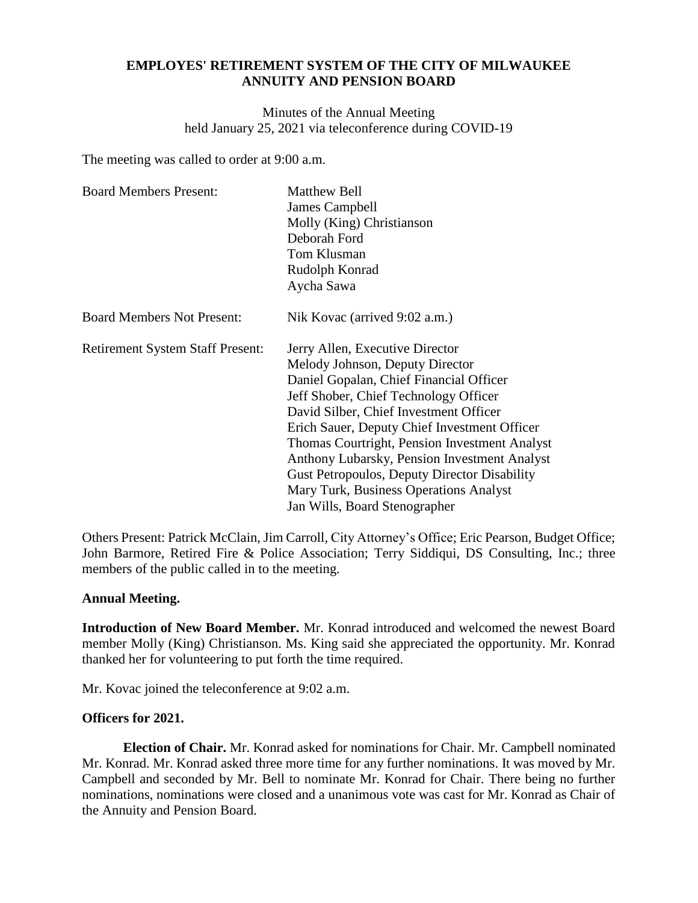**EMPLOYES' RETIREMENT SYSTEM OF THE CITY OF MILWAUKEE**
**ANNUITY AND PENSION BOARD**

Minutes of the Annual Meeting
held January 25, 2021 via teleconference during COVID-19

The meeting was called to order at 9:00 a.m.

| | |
|---|---|
| Board Members Present: | Matthew Bell<br>James Campbell<br>Molly (King) Christianson<br>Deborah Ford<br>Tom Klusman<br>Rudolph Konrad<br>Aycha Sawa |
| Board Members Not Present: | Nik Kovac (arrived 9:02 a.m.) |
| Retirement System Staff Present: | Jerry Allen, Executive Director<br>Melody Johnson, Deputy Director<br>Daniel Gopalan, Chief Financial Officer<br>Jeff Shober, Chief Technology Officer<br>David Silber, Chief Investment Officer<br>Erich Sauer, Deputy Chief Investment Officer<br>Thomas Courtright, Pension Investment Analyst<br>Anthony Lubarsky, Pension Investment Analyst<br>Gust Petropoulos, Deputy Director Disability<br>Mary Turk, Business Operations Analyst<br>Jan Wills, Board Stenographer |

Others Present: Patrick McClain, Jim Carroll, City Attorney's Office; Eric Pearson, Budget Office; John Barmore, Retired Fire & Police Association; Terry Siddiqui, DS Consulting, Inc.; three members of the public called in to the meeting.

**Annual Meeting.**

**Introduction of New Board Member.** Mr. Konrad introduced and welcomed the newest Board member Molly (King) Christianson. Ms. King said she appreciated the opportunity. Mr. Konrad thanked her for volunteering to put forth the time required.

Mr. Kovac joined the teleconference at 9:02 a.m.

**Officers for 2021.**

**Election of Chair.** Mr. Konrad asked for nominations for Chair. Mr. Campbell nominated Mr. Konrad. Mr. Konrad asked three more time for any further nominations. It was moved by Mr. Campbell and seconded by Mr. Bell to nominate Mr. Konrad for Chair. There being no further nominations, nominations were closed and a unanimous vote was cast for Mr. Konrad as Chair of the Annuity and Pension Board.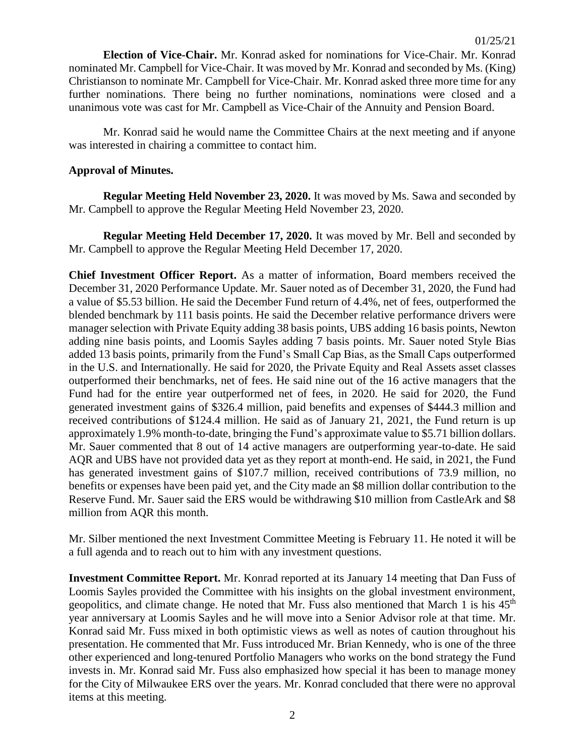**Election of Vice-Chair.** Mr. Konrad asked for nominations for Vice-Chair. Mr. Konrad nominated Mr. Campbell for Vice-Chair. It was moved by Mr. Konrad and seconded by Ms. (King) Christianson to nominate Mr. Campbell for Vice-Chair. Mr. Konrad asked three more time for any further nominations. There being no further nominations, nominations were closed and a unanimous vote was cast for Mr. Campbell as Vice-Chair of the Annuity and Pension Board.

Mr. Konrad said he would name the Committee Chairs at the next meeting and if anyone was interested in chairing a committee to contact him.

**Approval of Minutes.**

**Regular Meeting Held November 23, 2020.** It was moved by Ms. Sawa and seconded by Mr. Campbell to approve the Regular Meeting Held November 23, 2020.

**Regular Meeting Held December 17, 2020.** It was moved by Mr. Bell and seconded by Mr. Campbell to approve the Regular Meeting Held December 17, 2020.

**Chief Investment Officer Report.** As a matter of information, Board members received the December 31, 2020 Performance Update. Mr. Sauer noted as of December 31, 2020, the Fund had a value of $5.53 billion. He said the December Fund return of 4.4%, net of fees, outperformed the blended benchmark by 111 basis points. He said the December relative performance drivers were manager selection with Private Equity adding 38 basis points, UBS adding 16 basis points, Newton adding nine basis points, and Loomis Sayles adding 7 basis points. Mr. Sauer noted Style Bias added 13 basis points, primarily from the Fund's Small Cap Bias, as the Small Caps outperformed in the U.S. and Internationally. He said for 2020, the Private Equity and Real Assets asset classes outperformed their benchmarks, net of fees. He said nine out of the 16 active managers that the Fund had for the entire year outperformed net of fees, in 2020. He said for 2020, the Fund generated investment gains of $326.4 million, paid benefits and expenses of $444.3 million and received contributions of $124.4 million. He said as of January 21, 2021, the Fund return is up approximately 1.9% month-to-date, bringing the Fund's approximate value to $5.71 billion dollars. Mr. Sauer commented that 8 out of 14 active managers are outperforming year-to-date. He said AQR and UBS have not provided data yet as they report at month-end. He said, in 2021, the Fund has generated investment gains of $107.7 million, received contributions of 73.9 million, no benefits or expenses have been paid yet, and the City made an $8 million dollar contribution to the Reserve Fund. Mr. Sauer said the ERS would be withdrawing $10 million from CastleArk and $8 million from AQR this month.

Mr. Silber mentioned the next Investment Committee Meeting is February 11. He noted it will be a full agenda and to reach out to him with any investment questions.

**Investment Committee Report.** Mr. Konrad reported at its January 14 meeting that Dan Fuss of Loomis Sayles provided the Committee with his insights on the global investment environment, geopolitics, and climate change. He noted that Mr. Fuss also mentioned that March 1 is his 45th year anniversary at Loomis Sayles and he will move into a Senior Advisor role at that time. Mr. Konrad said Mr. Fuss mixed in both optimistic views as well as notes of caution throughout his presentation. He commented that Mr. Fuss introduced Mr. Brian Kennedy, who is one of the three other experienced and long-tenured Portfolio Managers who works on the bond strategy the Fund invests in. Mr. Konrad said Mr. Fuss also emphasized how special it has been to manage money for the City of Milwaukee ERS over the years. Mr. Konrad concluded that there were no approval items at this meeting.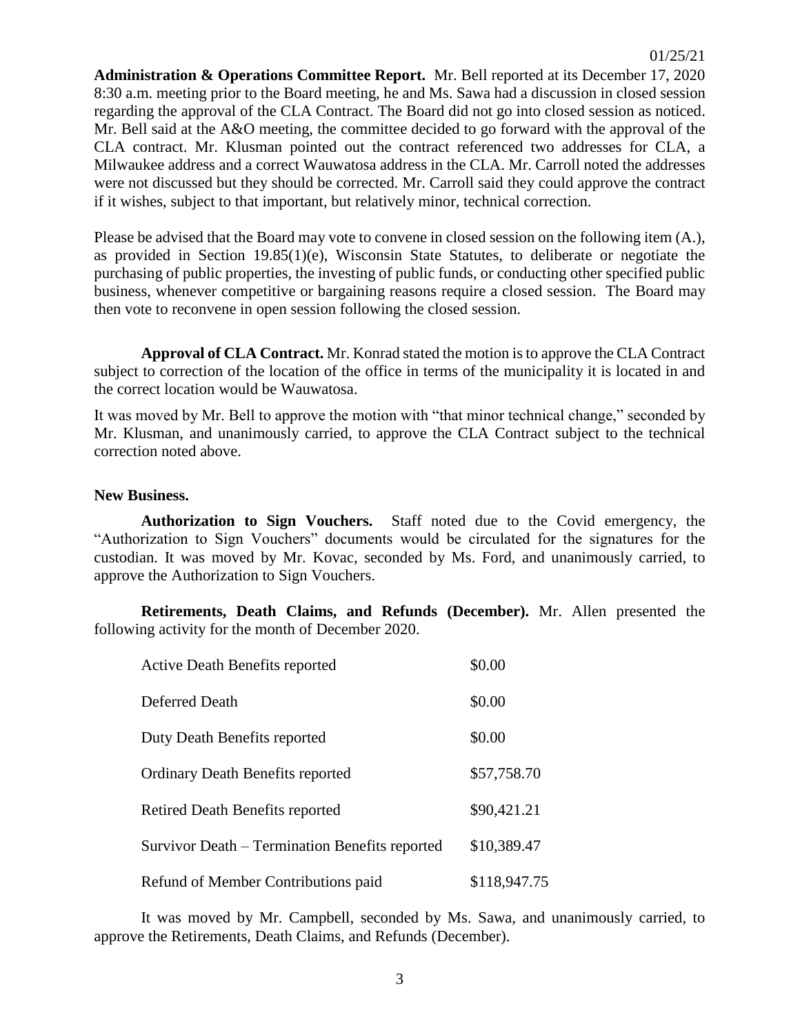**Administration & Operations Committee Report.** Mr. Bell reported at its December 17, 2020 8:30 a.m. meeting prior to the Board meeting, he and Ms. Sawa had a discussion in closed session regarding the approval of the CLA Contract. The Board did not go into closed session as noticed. Mr. Bell said at the A&O meeting, the committee decided to go forward with the approval of the CLA contract. Mr. Klusman pointed out the contract referenced two addresses for CLA, a Milwaukee address and a correct Wauwatosa address in the CLA. Mr. Carroll noted the addresses were not discussed but they should be corrected. Mr. Carroll said they could approve the contract if it wishes, subject to that important, but relatively minor, technical correction.

Please be advised that the Board may vote to convene in closed session on the following item (A.), as provided in Section 19.85(1)(e), Wisconsin State Statutes, to deliberate or negotiate the purchasing of public properties, the investing of public funds, or conducting other specified public business, whenever competitive or bargaining reasons require a closed session. The Board may then vote to reconvene in open session following the closed session.

**Approval of CLA Contract.** Mr. Konrad stated the motion is to approve the CLA Contract subject to correction of the location of the office in terms of the municipality it is located in and the correct location would be Wauwatosa.

It was moved by Mr. Bell to approve the motion with "that minor technical change," seconded by Mr. Klusman, and unanimously carried, to approve the CLA Contract subject to the technical correction noted above.

**New Business.**

**Authorization to Sign Vouchers.** Staff noted due to the Covid emergency, the "Authorization to Sign Vouchers" documents would be circulated for the signatures for the custodian. It was moved by Mr. Kovac, seconded by Ms. Ford, and unanimously carried, to approve the Authorization to Sign Vouchers.

**Retirements, Death Claims, and Refunds (December).** Mr. Allen presented the following activity for the month of December 2020.

| | |
|---|---|
| Active Death Benefits reported | \$0.00 |
| Deferred Death | \$0.00 |
| Duty Death Benefits reported | \$0.00 |
| Ordinary Death Benefits reported | \$57,758.70 |
| Retired Death Benefits reported | \$90,421.21 |
| Survivor Death – Termination Benefits reported | \$10,389.47 |
| Refund of Member Contributions paid | \$118,947.75 |

It was moved by Mr. Campbell, seconded by Ms. Sawa, and unanimously carried, to approve the Retirements, Death Claims, and Refunds (December).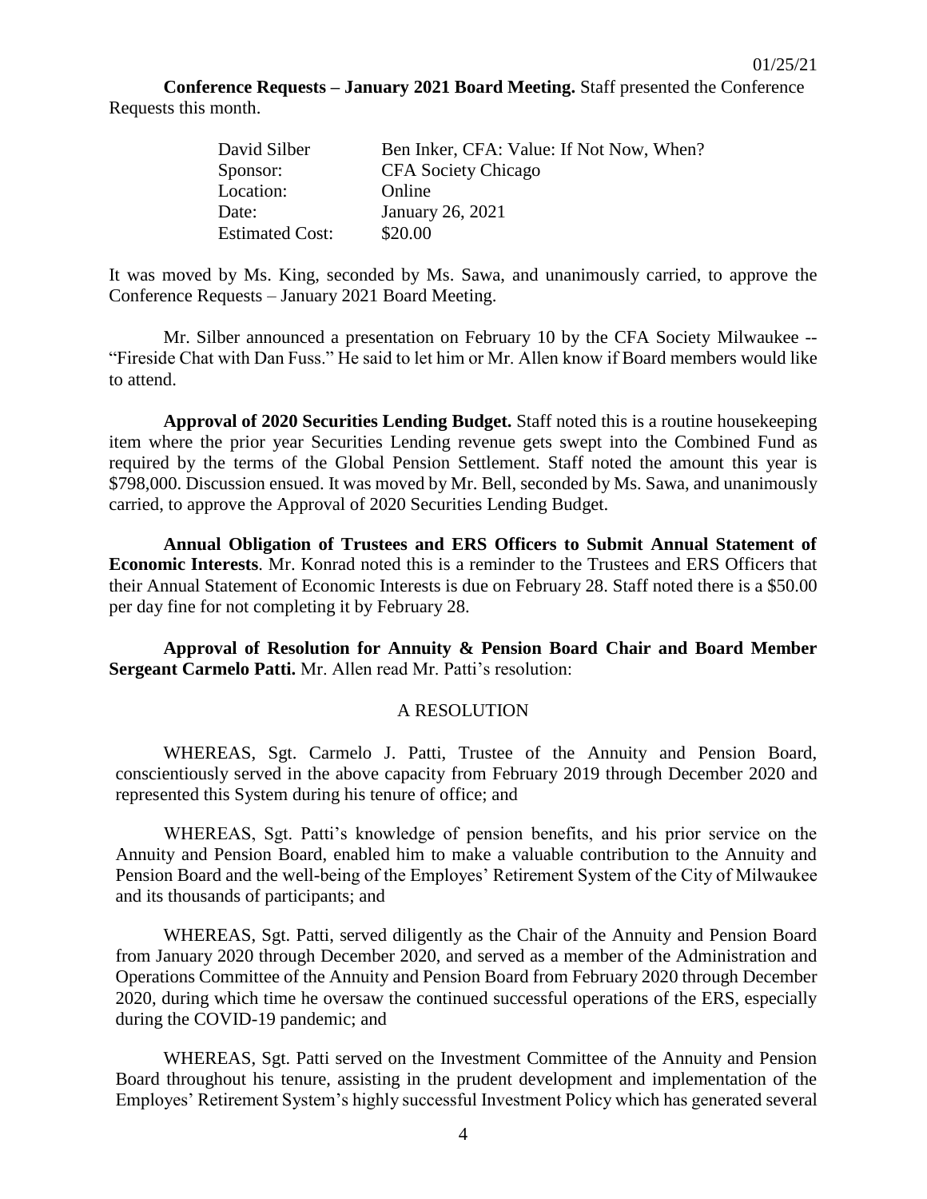**Conference Requests – January 2021 Board Meeting.** Staff presented the Conference Requests this month.

| | |
|---|---|
| David Silber | Ben Inker, CFA: Value: If Not Now, When? |
| Sponsor: | CFA Society Chicago |
| Location: | Online |
| Date: | January 26, 2021 |
| Estimated Cost: | $20.00 |

It was moved by Ms. King, seconded by Ms. Sawa, and unanimously carried, to approve the Conference Requests – January 2021 Board Meeting.

Mr. Silber announced a presentation on February 10 by the CFA Society Milwaukee -- "Fireside Chat with Dan Fuss." He said to let him or Mr. Allen know if Board members would like to attend.

**Approval of 2020 Securities Lending Budget.** Staff noted this is a routine housekeeping item where the prior year Securities Lending revenue gets swept into the Combined Fund as required by the terms of the Global Pension Settlement. Staff noted the amount this year is $798,000. Discussion ensued. It was moved by Mr. Bell, seconded by Ms. Sawa, and unanimously carried, to approve the Approval of 2020 Securities Lending Budget.

**Annual Obligation of Trustees and ERS Officers to Submit Annual Statement of Economic Interests**. Mr. Konrad noted this is a reminder to the Trustees and ERS Officers that their Annual Statement of Economic Interests is due on February 28. Staff noted there is a $50.00 per day fine for not completing it by February 28.

**Approval of Resolution for Annuity & Pension Board Chair and Board Member Sergeant Carmelo Patti.** Mr. Allen read Mr. Patti's resolution:

A RESOLUTION

WHEREAS, Sgt. Carmelo J. Patti, Trustee of the Annuity and Pension Board, conscientiously served in the above capacity from February 2019 through December 2020 and represented this System during his tenure of office; and

WHEREAS, Sgt. Patti's knowledge of pension benefits, and his prior service on the Annuity and Pension Board, enabled him to make a valuable contribution to the Annuity and Pension Board and the well-being of the Employes' Retirement System of the City of Milwaukee and its thousands of participants; and

WHEREAS, Sgt. Patti, served diligently as the Chair of the Annuity and Pension Board from January 2020 through December 2020, and served as a member of the Administration and Operations Committee of the Annuity and Pension Board from February 2020 through December 2020, during which time he oversaw the continued successful operations of the ERS, especially during the COVID-19 pandemic; and

WHEREAS, Sgt. Patti served on the Investment Committee of the Annuity and Pension Board throughout his tenure, assisting in the prudent development and implementation of the Employes' Retirement System's highly successful Investment Policy which has generated several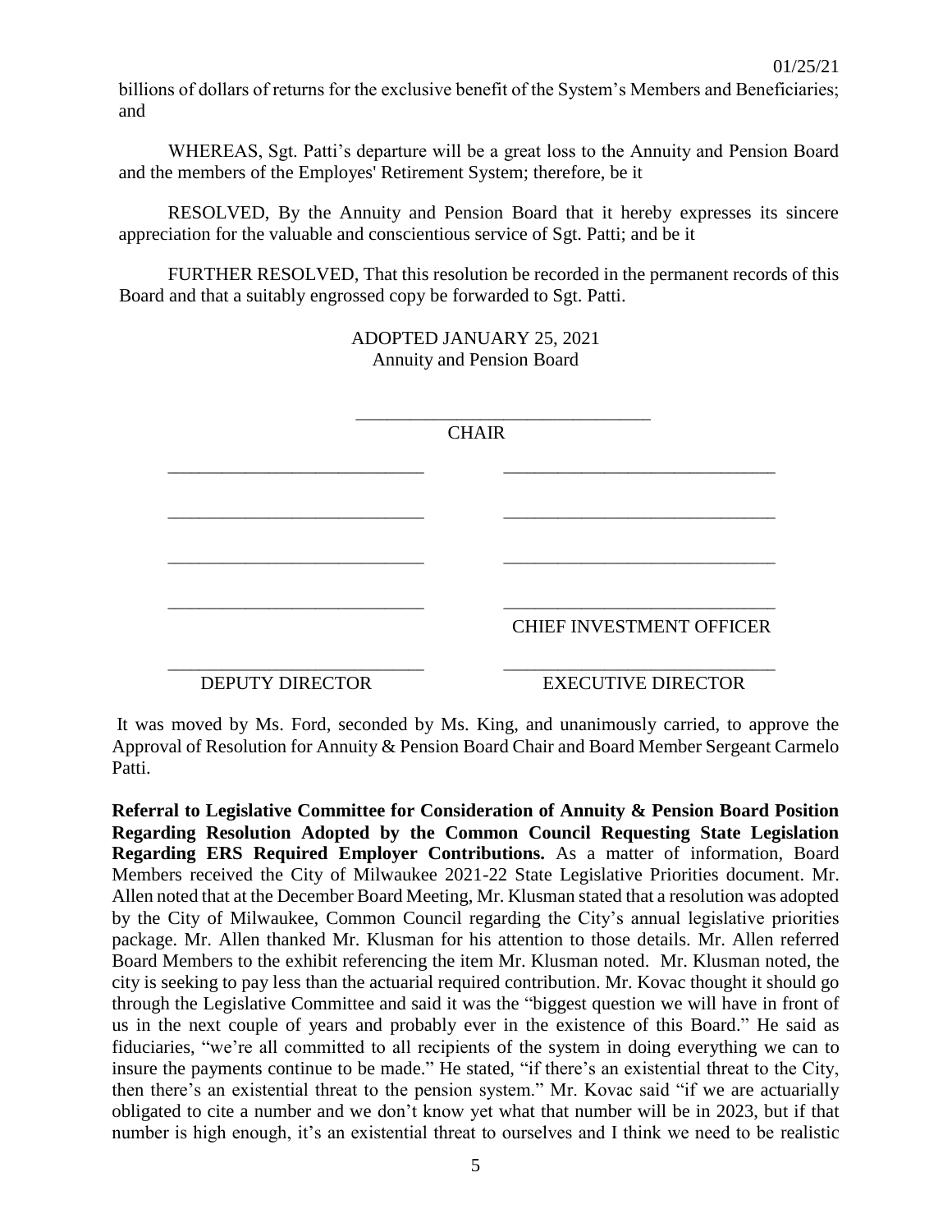billions of dollars of returns for the exclusive benefit of the System's Members and Beneficiaries; and

WHEREAS, Sgt. Patti's departure will be a great loss to the Annuity and Pension Board and the members of the Employes' Retirement System; therefore, be it

RESOLVED, By the Annuity and Pension Board that it hereby expresses its sincere appreciation for the valuable and conscientious service of Sgt. Patti; and be it

FURTHER RESOLVED, That this resolution be recorded in the permanent records of this Board and that a suitably engrossed copy be forwarded to Sgt. Patti.

ADOPTED JANUARY 25, 2021
Annuity and Pension Board

\_\_\_\_\_\_\_\_\_\_\_\_\_\_\_\_\_\_\_\_\_\_\_\_\_\_\_\_\_\_\_\_
CHAIR

| | |
|---|---|
| \_\_\_\_\_\_\_\_\_\_\_\_\_\_\_\_\_\_\_\_\_\_\_\_\_\_\_\_ | \_\_\_\_\_\_\_\_\_\_\_\_\_\_\_\_\_\_\_\_\_\_\_\_\_\_\_\_\_\_ |
| \_\_\_\_\_\_\_\_\_\_\_\_\_\_\_\_\_\_\_\_\_\_\_\_\_\_\_\_ | \_\_\_\_\_\_\_\_\_\_\_\_\_\_\_\_\_\_\_\_\_\_\_\_\_\_\_\_\_\_ |
| \_\_\_\_\_\_\_\_\_\_\_\_\_\_\_\_\_\_\_\_\_\_\_\_\_\_\_\_ | \_\_\_\_\_\_\_\_\_\_\_\_\_\_\_\_\_\_\_\_\_\_\_\_\_\_\_\_\_\_ |
| \_\_\_\_\_\_\_\_\_\_\_\_\_\_\_\_\_\_\_\_\_\_\_\_\_\_\_\_ | \_\_\_\_\_\_\_\_\_\_\_\_\_\_\_\_\_\_\_\_\_\_\_\_\_\_\_\_\_\_ CHIEF INVESTMENT OFFICER |
| \_\_\_\_\_\_\_\_\_\_\_\_\_\_\_\_\_\_\_\_\_\_\_\_\_\_\_\_ DEPUTY DIRECTOR | \_\_\_\_\_\_\_\_\_\_\_\_\_\_\_\_\_\_\_\_\_\_\_\_\_\_\_\_\_\_ EXECUTIVE DIRECTOR |

It was moved by Ms. Ford, seconded by Ms. King, and unanimously carried, to approve the Approval of Resolution for Annuity & Pension Board Chair and Board Member Sergeant Carmelo Patti.

**Referral to Legislative Committee for Consideration of Annuity & Pension Board Position Regarding Resolution Adopted by the Common Council Requesting State Legislation Regarding ERS Required Employer Contributions.** As a matter of information, Board Members received the City of Milwaukee 2021-22 State Legislative Priorities document. Mr. Allen noted that at the December Board Meeting, Mr. Klusman stated that a resolution was adopted by the City of Milwaukee, Common Council regarding the City's annual legislative priorities package. Mr. Allen thanked Mr. Klusman for his attention to those details. Mr. Allen referred Board Members to the exhibit referencing the item Mr. Klusman noted. Mr. Klusman noted, the city is seeking to pay less than the actuarial required contribution. Mr. Kovac thought it should go through the Legislative Committee and said it was the "biggest question we will have in front of us in the next couple of years and probably ever in the existence of this Board." He said as fiduciaries, "we're all committed to all recipients of the system in doing everything we can to insure the payments continue to be made." He stated, "if there's an existential threat to the City, then there's an existential threat to the pension system." Mr. Kovac said "if we are actuarially obligated to cite a number and we don't know yet what that number will be in 2023, but if that number is high enough, it's an existential threat to ourselves and I think we need to be realistic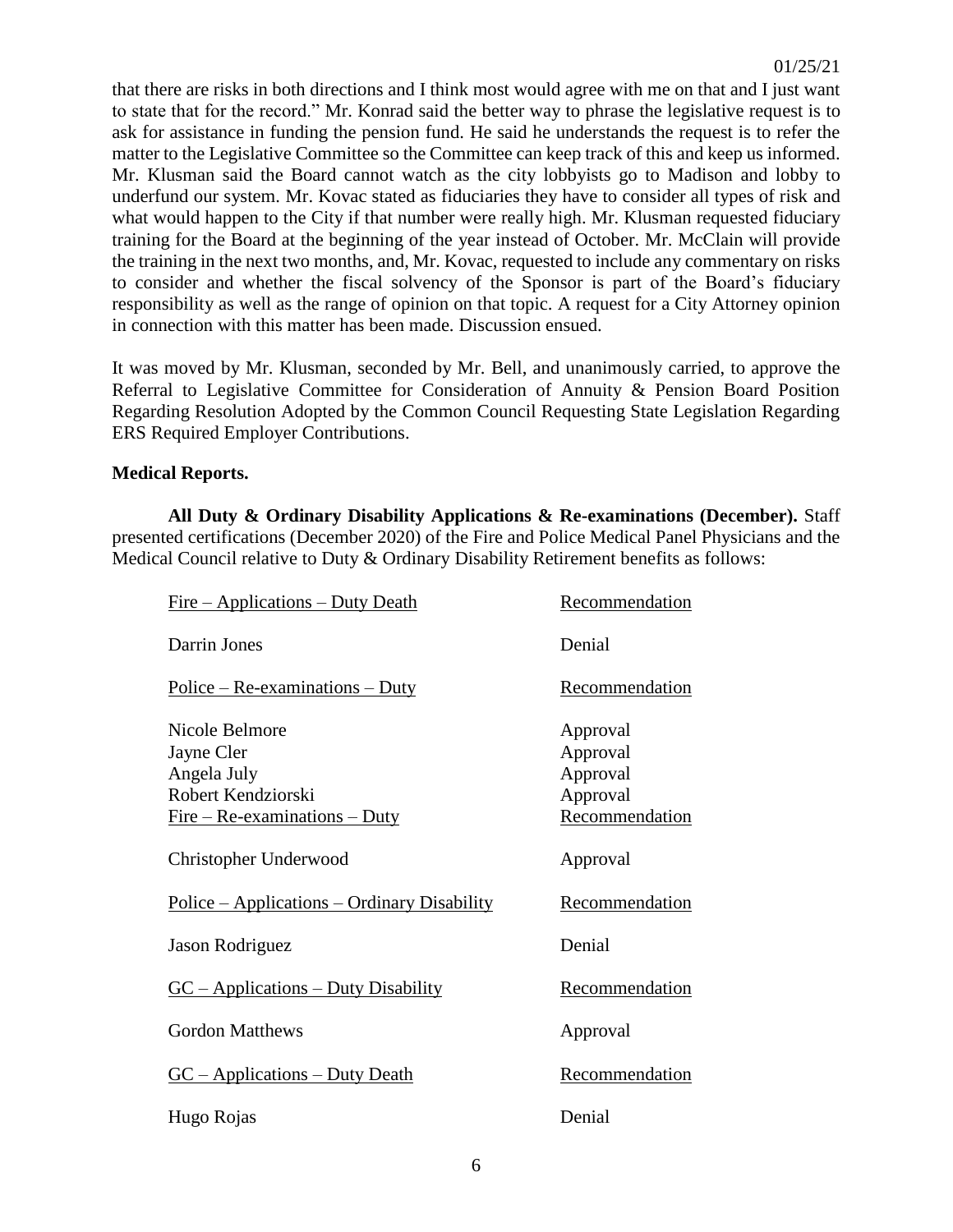that there are risks in both directions and I think most would agree with me on that and I just want to state that for the record." Mr. Konrad said the better way to phrase the legislative request is to ask for assistance in funding the pension fund. He said he understands the request is to refer the matter to the Legislative Committee so the Committee can keep track of this and keep us informed. Mr. Klusman said the Board cannot watch as the city lobbyists go to Madison and lobby to underfund our system. Mr. Kovac stated as fiduciaries they have to consider all types of risk and what would happen to the City if that number were really high. Mr. Klusman requested fiduciary training for the Board at the beginning of the year instead of October. Mr. McClain will provide the training in the next two months, and, Mr. Kovac, requested to include any commentary on risks to consider and whether the fiscal solvency of the Sponsor is part of the Board's fiduciary responsibility as well as the range of opinion on that topic. A request for a City Attorney opinion in connection with this matter has been made. Discussion ensued.

It was moved by Mr. Klusman, seconded by Mr. Bell, and unanimously carried, to approve the Referral to Legislative Committee for Consideration of Annuity & Pension Board Position Regarding Resolution Adopted by the Common Council Requesting State Legislation Regarding ERS Required Employer Contributions.

**Medical Reports.**

**All Duty & Ordinary Disability Applications & Re-examinations (December).** Staff presented certifications (December 2020) of the Fire and Police Medical Panel Physicians and the Medical Council relative to Duty & Ordinary Disability Retirement benefits as follows:

| Fire – Applications – Duty Death | Recommendation |
|---|---|
| Darrin Jones | Denial |
| **Police – Re-examinations – Duty** | **Recommendation** |
| Nicole Belmore | Approval |
| Jayne Cler | Approval |
| Angela July | Approval |
| Robert Kendziorski | Approval |
| **Fire – Re-examinations – Duty** | **Recommendation** |
| Christopher Underwood | Approval |
| **Police – Applications – Ordinary Disability** | **Recommendation** |
| Jason Rodriguez | Denial |
| **GC – Applications – Duty Disability** | **Recommendation** |
| Gordon Matthews | Approval |
| **GC – Applications – Duty Death** | **Recommendation** |
| Hugo Rojas | Denial |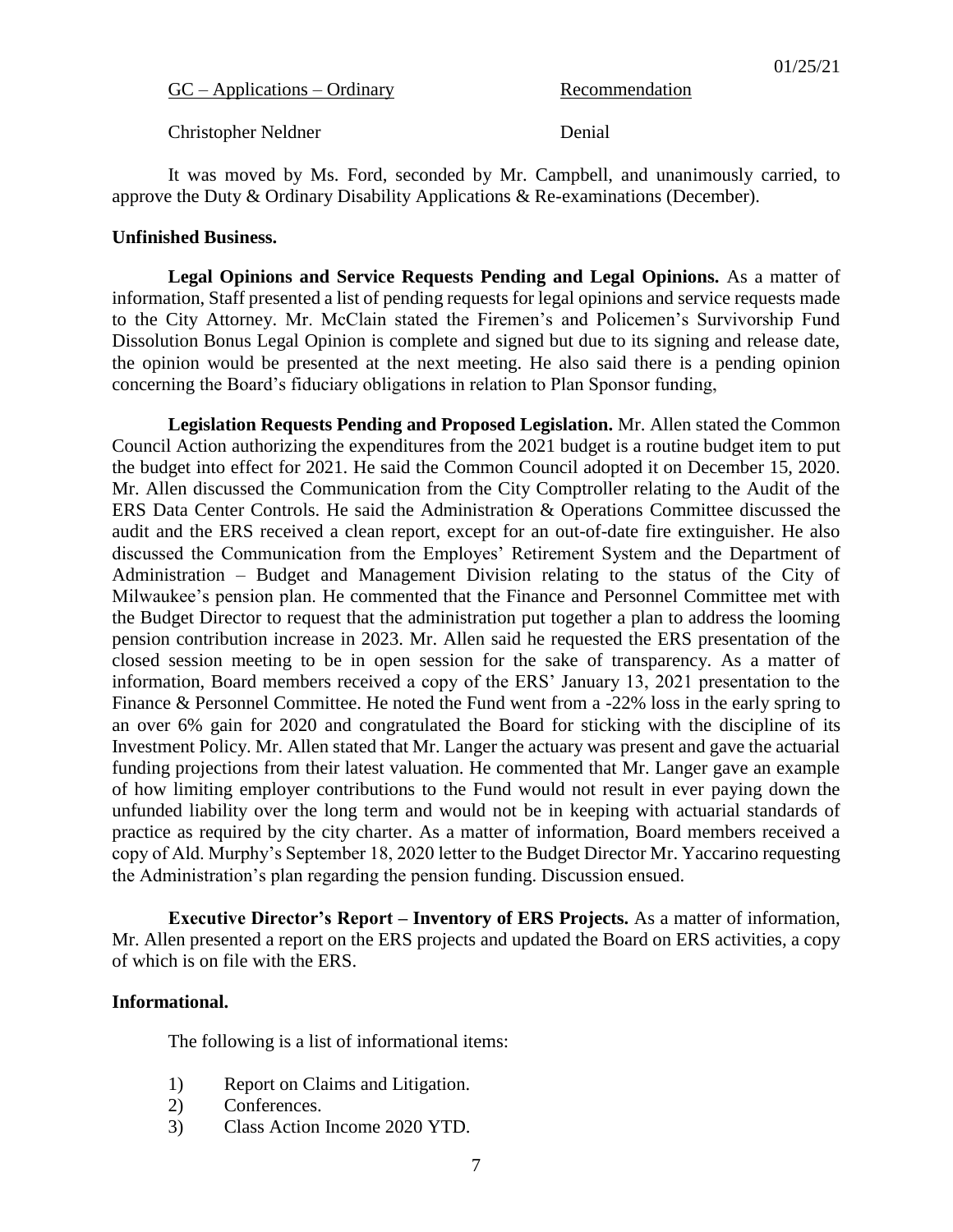| GC – Applications – Ordinary | Recommendation |
| --- | --- |
| Christopher Neldner | Denial |

It was moved by Ms. Ford, seconded by Mr. Campbell, and unanimously carried, to approve the Duty & Ordinary Disability Applications & Re-examinations (December).

**Unfinished Business.**

**Legal Opinions and Service Requests Pending and Legal Opinions.** As a matter of information, Staff presented a list of pending requests for legal opinions and service requests made to the City Attorney. Mr. McClain stated the Firemen's and Policemen's Survivorship Fund Dissolution Bonus Legal Opinion is complete and signed but due to its signing and release date, the opinion would be presented at the next meeting. He also said there is a pending opinion concerning the Board's fiduciary obligations in relation to Plan Sponsor funding,

**Legislation Requests Pending and Proposed Legislation.** Mr. Allen stated the Common Council Action authorizing the expenditures from the 2021 budget is a routine budget item to put the budget into effect for 2021. He said the Common Council adopted it on December 15, 2020. Mr. Allen discussed the Communication from the City Comptroller relating to the Audit of the ERS Data Center Controls. He said the Administration & Operations Committee discussed the audit and the ERS received a clean report, except for an out-of-date fire extinguisher. He also discussed the Communication from the Employes' Retirement System and the Department of Administration – Budget and Management Division relating to the status of the City of Milwaukee's pension plan. He commented that the Finance and Personnel Committee met with the Budget Director to request that the administration put together a plan to address the looming pension contribution increase in 2023. Mr. Allen said he requested the ERS presentation of the closed session meeting to be in open session for the sake of transparency. As a matter of information, Board members received a copy of the ERS' January 13, 2021 presentation to the Finance & Personnel Committee. He noted the Fund went from a -22% loss in the early spring to an over 6% gain for 2020 and congratulated the Board for sticking with the discipline of its Investment Policy. Mr. Allen stated that Mr. Langer the actuary was present and gave the actuarial funding projections from their latest valuation. He commented that Mr. Langer gave an example of how limiting employer contributions to the Fund would not result in ever paying down the unfunded liability over the long term and would not be in keeping with actuarial standards of practice as required by the city charter. As a matter of information, Board members received a copy of Ald. Murphy's September 18, 2020 letter to the Budget Director Mr. Yaccarino requesting the Administration's plan regarding the pension funding. Discussion ensued.

**Executive Director's Report – Inventory of ERS Projects.** As a matter of information, Mr. Allen presented a report on the ERS projects and updated the Board on ERS activities, a copy of which is on file with the ERS.

**Informational.**

The following is a list of informational items:

1) Report on Claims and Litigation.
2) Conferences.
3) Class Action Income 2020 YTD.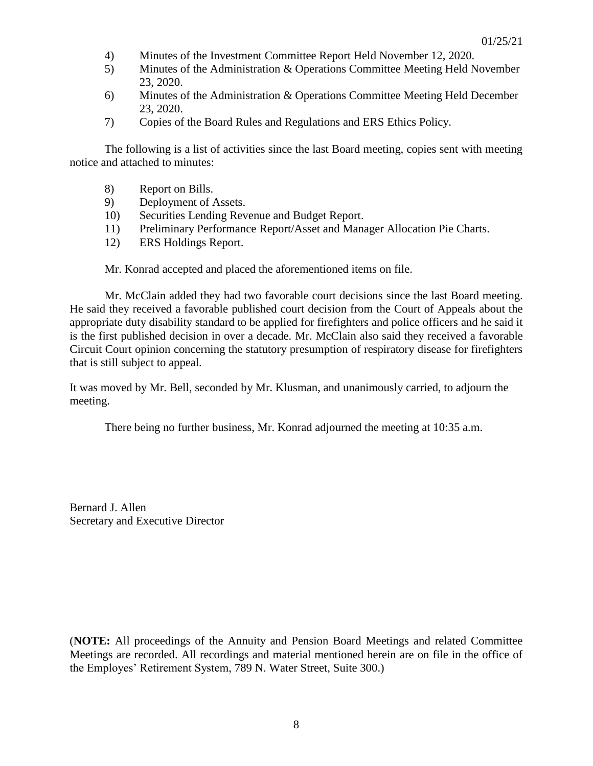4) Minutes of the Investment Committee Report Held November 12, 2020.
5) Minutes of the Administration & Operations Committee Meeting Held November 23, 2020.
6) Minutes of the Administration & Operations Committee Meeting Held December 23, 2020.
7) Copies of the Board Rules and Regulations and ERS Ethics Policy.

The following is a list of activities since the last Board meeting, copies sent with meeting notice and attached to minutes:

8) Report on Bills.
9) Deployment of Assets.
10) Securities Lending Revenue and Budget Report.
11) Preliminary Performance Report/Asset and Manager Allocation Pie Charts.
12) ERS Holdings Report.

Mr. Konrad accepted and placed the aforementioned items on file.

Mr. McClain added they had two favorable court decisions since the last Board meeting. He said they received a favorable published court decision from the Court of Appeals about the appropriate duty disability standard to be applied for firefighters and police officers and he said it is the first published decision in over a decade. Mr. McClain also said they received a favorable Circuit Court opinion concerning the statutory presumption of respiratory disease for firefighters that is still subject to appeal.

It was moved by Mr. Bell, seconded by Mr. Klusman, and unanimously carried, to adjourn the meeting.

There being no further business, Mr. Konrad adjourned the meeting at 10:35 a.m.

Bernard J. Allen
Secretary and Executive Director

(**NOTE:** All proceedings of the Annuity and Pension Board Meetings and related Committee Meetings are recorded. All recordings and material mentioned herein are on file in the office of the Employes' Retirement System, 789 N. Water Street, Suite 300.)